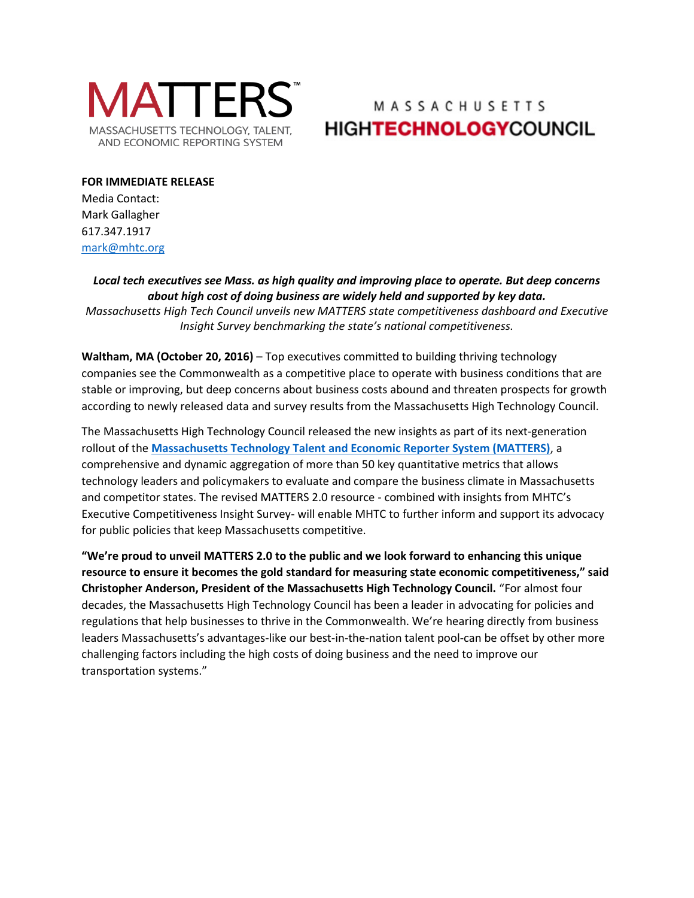MATTERS™

MASSACHUSETTS TECHNOLOGY, TALENT, AND ECONOMIC REPORTING SYSTEM

MASSACHUSETTS HIGHTECHNOLOGYCOUNCIL

**FOR IMMEDIATE RELEASE**
Media Contact:
Mark Gallagher
617.347.1917
mark@mhtc.org

***Local tech executives see Mass. as high quality and improving place to operate. But deep concerns about high cost of doing business are widely held and supported by key data.***

*Massachusetts High Tech Council unveils new MATTERS state competitiveness dashboard and Executive Insight Survey benchmarking the state's national competitiveness.*

**Waltham, MA (October 20, 2016)** – Top executives committed to building thriving technology companies see the Commonwealth as a competitive place to operate with business conditions that are stable or improving, but deep concerns about business costs abound and threaten prospects for growth according to newly released data and survey results from the Massachusetts High Technology Council.

The Massachusetts High Technology Council released the new insights as part of its next-generation rollout of the **Massachusetts Technology Talent and Economic Reporter System (MATTERS)**, a comprehensive and dynamic aggregation of more than 50 key quantitative metrics that allows technology leaders and policymakers to evaluate and compare the business climate in Massachusetts and competitor states. The revised MATTERS 2.0 resource - combined with insights from MHTC's Executive Competitiveness Insight Survey- will enable MHTC to further inform and support its advocacy for public policies that keep Massachusetts competitive.

**"We're proud to unveil MATTERS 2.0 to the public and we look forward to enhancing this unique resource to ensure it becomes the gold standard for measuring state economic competitiveness," said Christopher Anderson, President of the Massachusetts High Technology Council.** "For almost four decades, the Massachusetts High Technology Council has been a leader in advocating for policies and regulations that help businesses to thrive in the Commonwealth. We're hearing directly from business leaders Massachusetts's advantages-like our best-in-the-nation talent pool-can be offset by other more challenging factors including the high costs of doing business and the need to improve our transportation systems."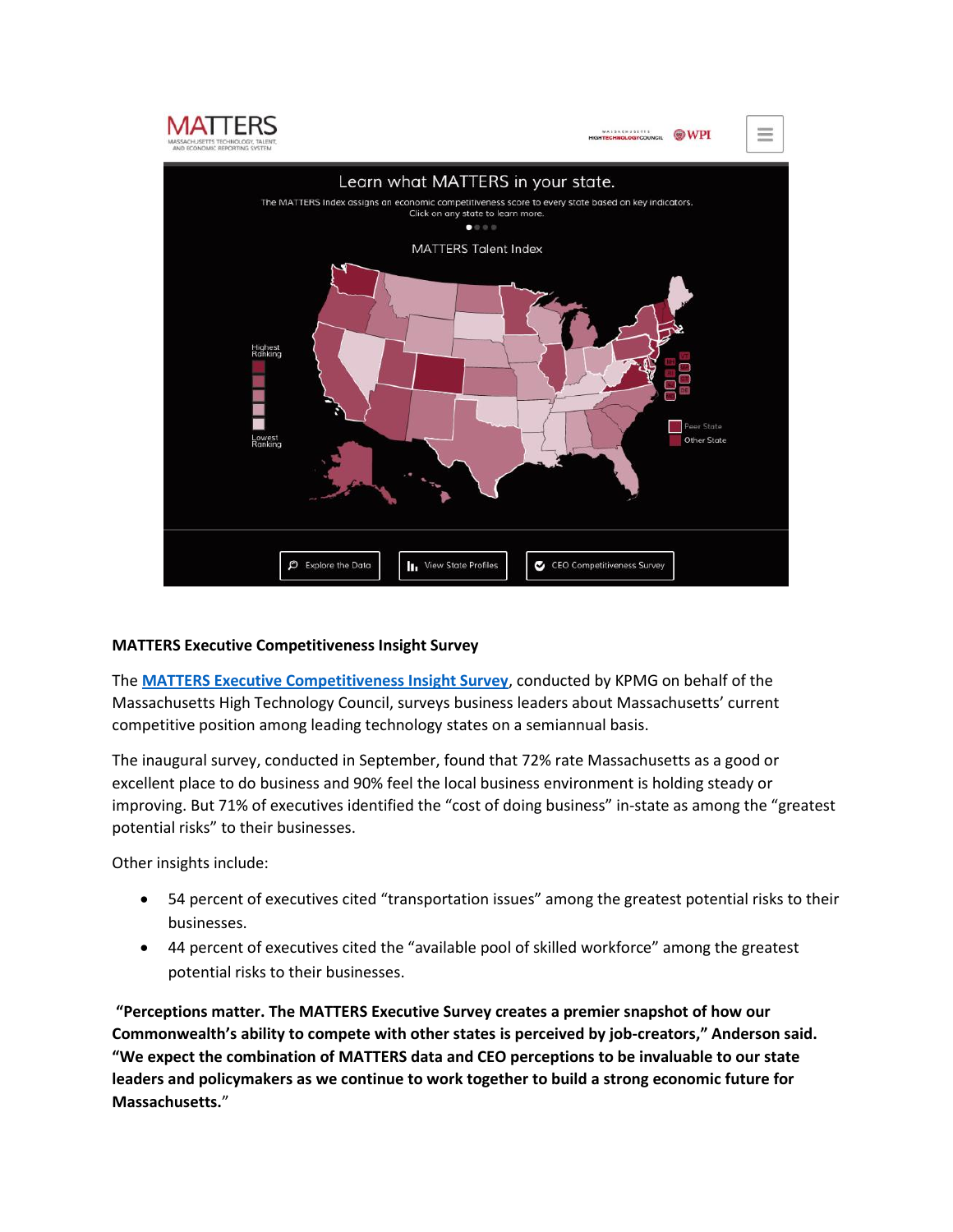**MATTERS Executive Competitiveness Insight Survey**

The MATTERS Executive Competitiveness Insight Survey, conducted by KPMG on behalf of the Massachusetts High Technology Council, surveys business leaders about Massachusetts' current competitive position among leading technology states on a semiannual basis.

The inaugural survey, conducted in September, found that 72% rate Massachusetts as a good or excellent place to do business and 90% feel the local business environment is holding steady or improving. But 71% of executives identified the "cost of doing business" in-state as among the "greatest potential risks" to their businesses.

Other insights include:

- 54 percent of executives cited "transportation issues" among the greatest potential risks to their businesses.
- 44 percent of executives cited the "available pool of skilled workforce" among the greatest potential risks to their businesses.

**"Perceptions matter. The MATTERS Executive Survey creates a premier snapshot of how our Commonwealth's ability to compete with other states is perceived by job-creators," Anderson said. "We expect the combination of MATTERS data and CEO perceptions to be invaluable to our state leaders and policymakers as we continue to work together to build a strong economic future for Massachusetts."**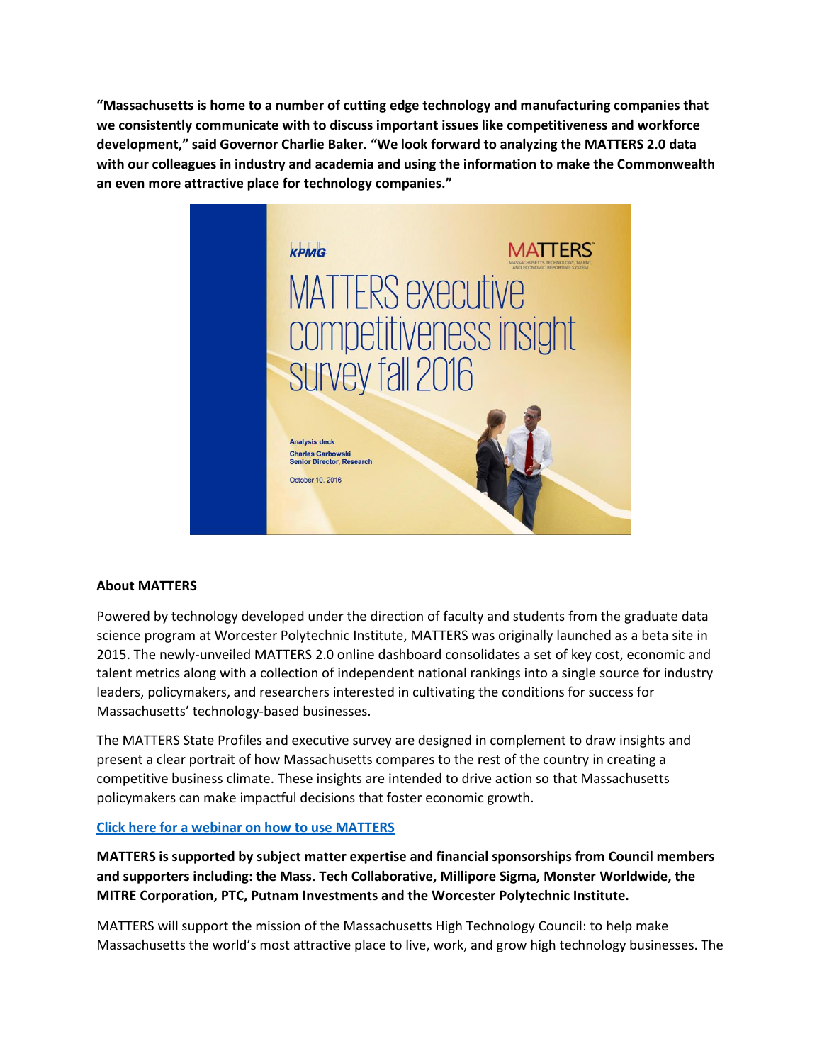**"Massachusetts is home to a number of cutting edge technology and manufacturing companies that we consistently communicate with to discuss important issues like competitiveness and workforce development," said Governor Charlie Baker. "We look forward to analyzing the MATTERS 2.0 data with our colleagues in industry and academia and using the information to make the Commonwealth an even more attractive place for technology companies."**

### About MATTERS

Powered by technology developed under the direction of faculty and students from the graduate data science program at Worcester Polytechnic Institute, MATTERS was originally launched as a beta site in 2015. The newly-unveiled MATTERS 2.0 online dashboard consolidates a set of key cost, economic and talent metrics along with a collection of independent national rankings into a single source for industry leaders, policymakers, and researchers interested in cultivating the conditions for success for Massachusetts' technology-based businesses.

The MATTERS State Profiles and executive survey are designed in complement to draw insights and present a clear portrait of how Massachusetts compares to the rest of the country in creating a competitive business climate. These insights are intended to drive action so that Massachusetts policymakers can make impactful decisions that foster economic growth.

**Click here for a webinar on how to use MATTERS**

**MATTERS is supported by subject matter expertise and financial sponsorships from Council members and supporters including: the Mass. Tech Collaborative, Millipore Sigma, Monster Worldwide, the MITRE Corporation, PTC, Putnam Investments and the Worcester Polytechnic Institute.**

MATTERS will support the mission of the Massachusetts High Technology Council: to help make Massachusetts the world's most attractive place to live, work, and grow high technology businesses. The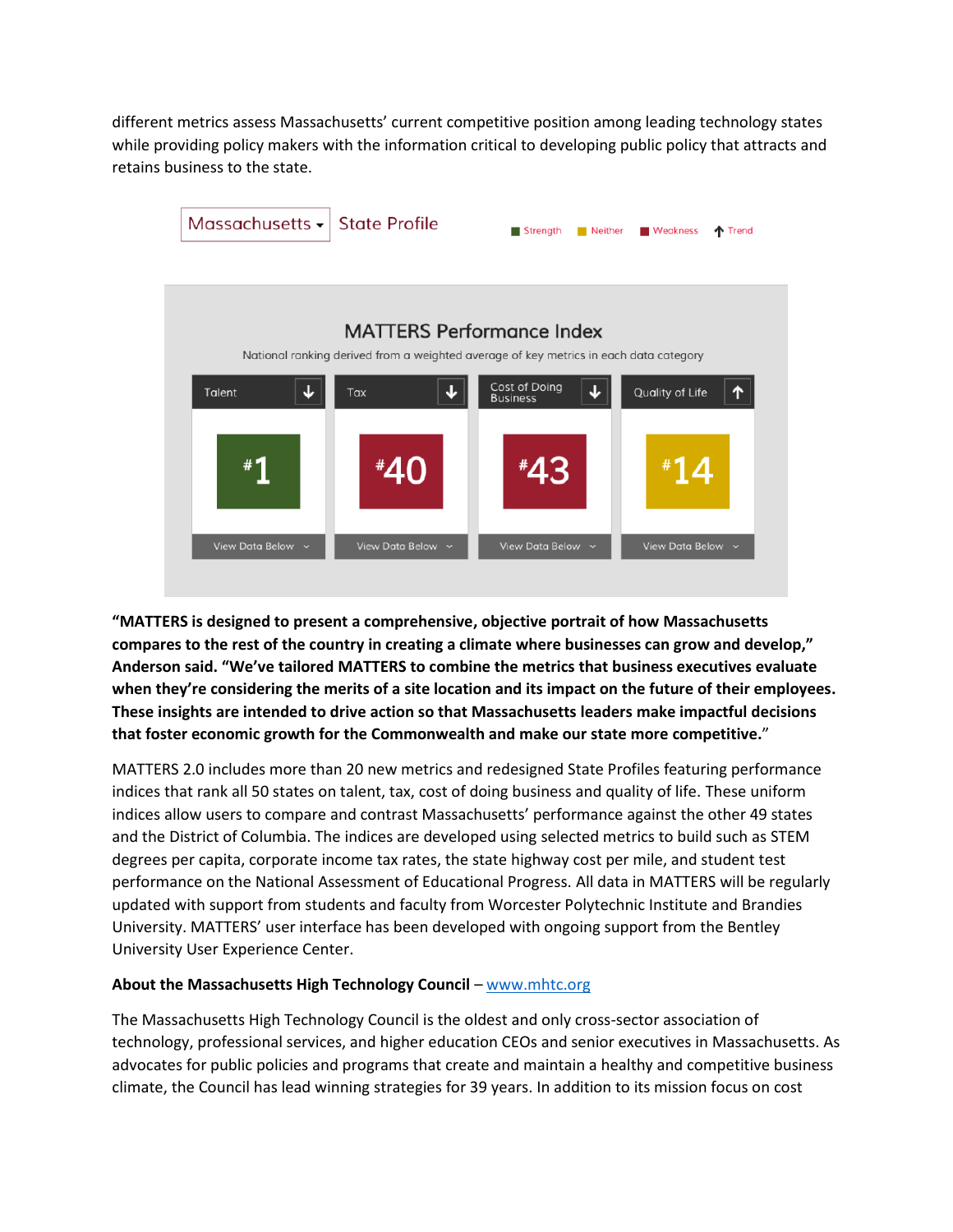different metrics assess Massachusetts' current competitive position among leading technology states while providing policy makers with the information critical to developing public policy that attracts and retains business to the state.

Massachusetts State Profile

Strength | Neither | Weakness | Trend

**MATTERS Performance Index**

National ranking derived from a weighted average of key metrics in each data category

| Talent ↓ | Tax ↓ | Cost of Doing Business ↓ | Quality of Life ↑ |
|---|---|---|---|
| #1 | #40 | #43 | #14 |
| View Data Below | View Data Below | View Data Below | View Data Below |

**"MATTERS is designed to present a comprehensive, objective portrait of how Massachusetts compares to the rest of the country in creating a climate where businesses can grow and develop," Anderson said. "We've tailored MATTERS to combine the metrics that business executives evaluate when they're considering the merits of a site location and its impact on the future of their employees. These insights are intended to drive action so that Massachusetts leaders make impactful decisions that foster economic growth for the Commonwealth and make our state more competitive."**

MATTERS 2.0 includes more than 20 new metrics and redesigned State Profiles featuring performance indices that rank all 50 states on talent, tax, cost of doing business and quality of life. These uniform indices allow users to compare and contrast Massachusetts' performance against the other 49 states and the District of Columbia. The indices are developed using selected metrics to build such as STEM degrees per capita, corporate income tax rates, the state highway cost per mile, and student test performance on the National Assessment of Educational Progress. All data in MATTERS will be regularly updated with support from students and faculty from Worcester Polytechnic Institute and Brandies University. MATTERS' user interface has been developed with ongoing support from the Bentley University User Experience Center.

**About the Massachusetts High Technology Council** – www.mhtc.org

The Massachusetts High Technology Council is the oldest and only cross-sector association of technology, professional services, and higher education CEOs and senior executives in Massachusetts. As advocates for public policies and programs that create and maintain a healthy and competitive business climate, the Council has lead winning strategies for 39 years. In addition to its mission focus on cost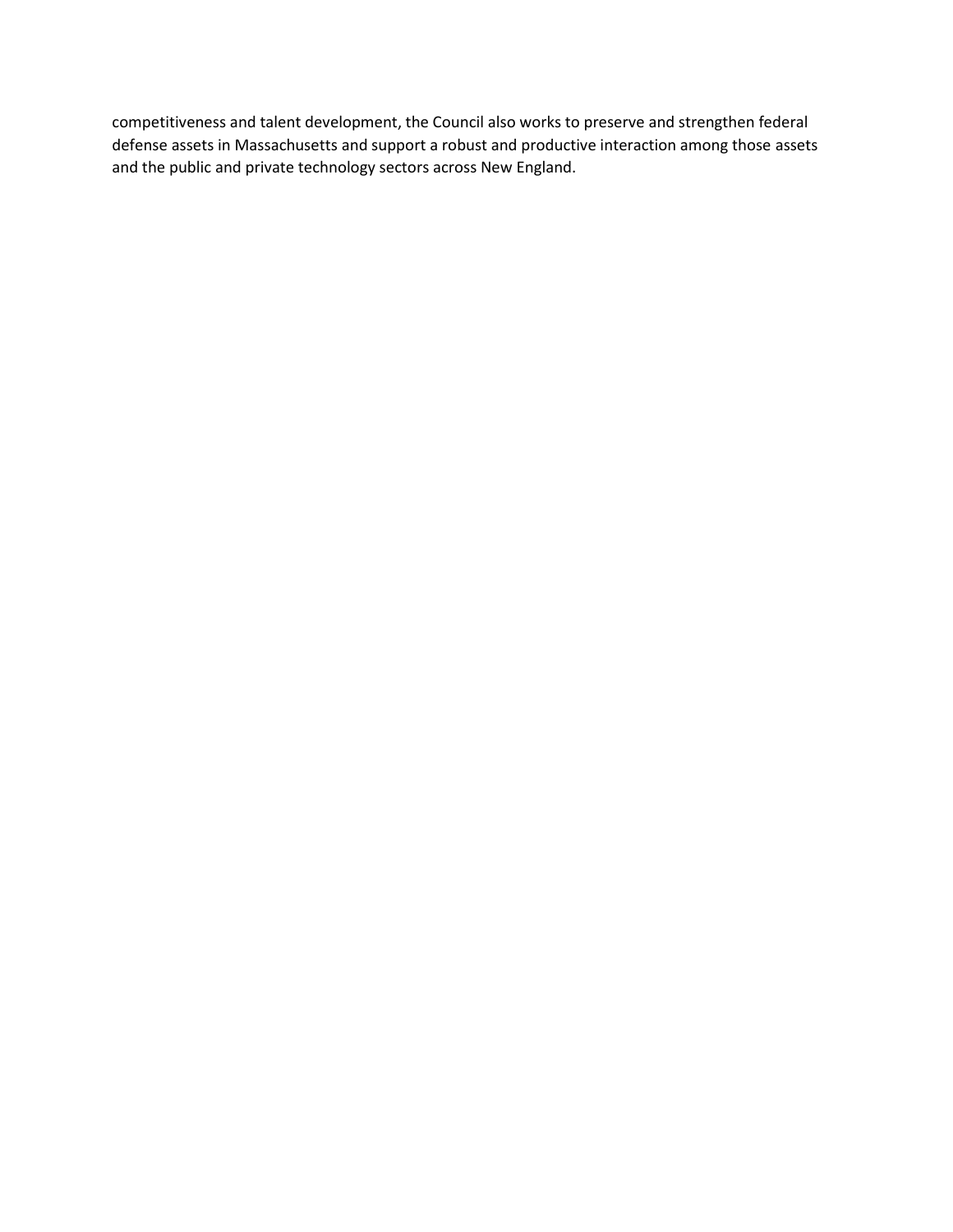competitiveness and talent development, the Council also works to preserve and strengthen federal defense assets in Massachusetts and support a robust and productive interaction among those assets and the public and private technology sectors across New England.